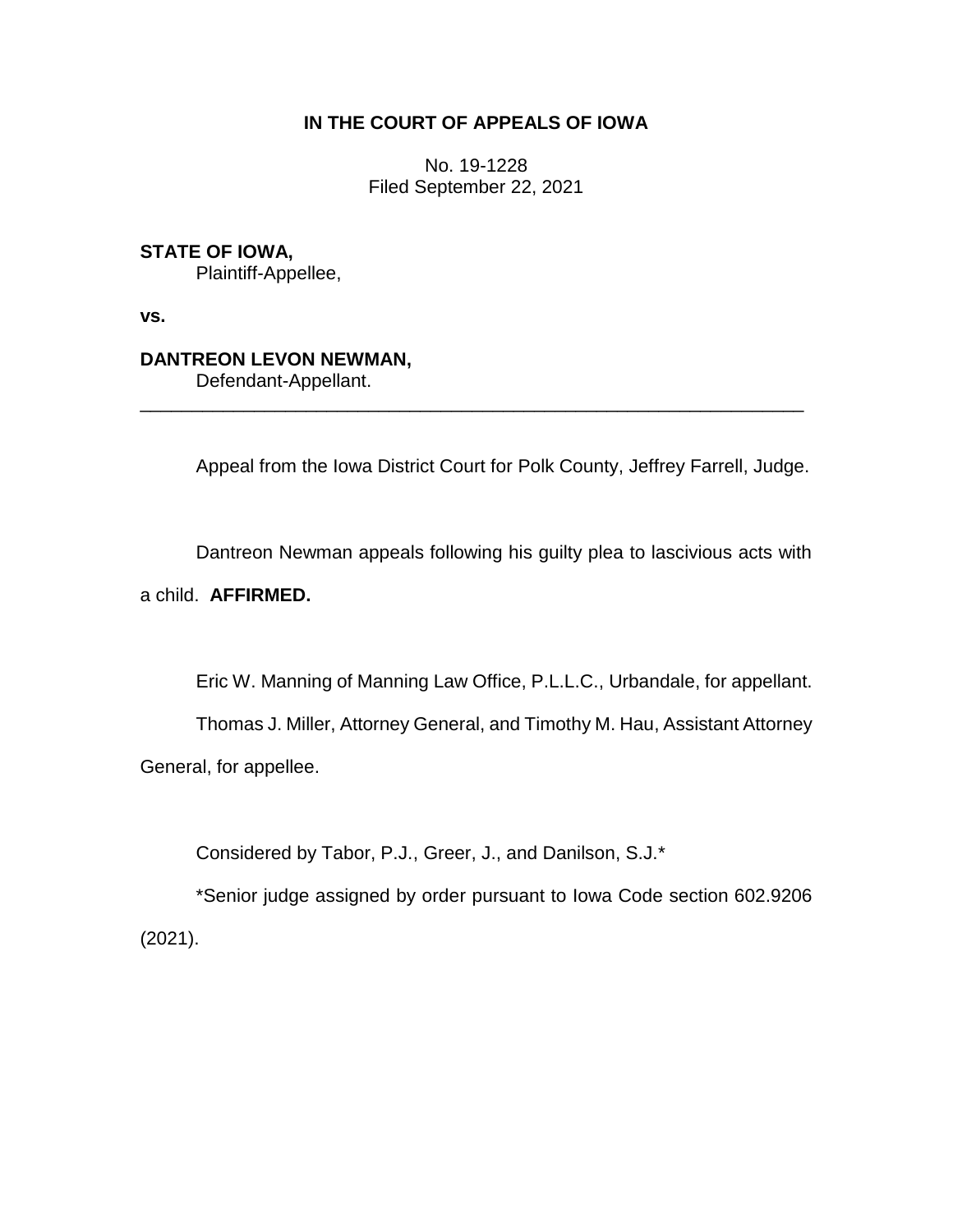**IN THE COURT OF APPEALS OF IOWA**

No. 19-1228
Filed September 22, 2021

**STATE OF IOWA,**
Plaintiff-Appellee,

**vs.**

**DANTREON LEVON NEWMAN,**
Defendant-Appellant.

---

Appeal from the Iowa District Court for Polk County, Jeffrey Farrell, Judge.

Dantreon Newman appeals following his guilty plea to lascivious acts with a child. **AFFIRMED.**

Eric W. Manning of Manning Law Office, P.L.L.C., Urbandale, for appellant.

Thomas J. Miller, Attorney General, and Timothy M. Hau, Assistant Attorney General, for appellee.

Considered by Tabor, P.J., Greer, J., and Danilson, S.J.*

*Senior judge assigned by order pursuant to Iowa Code section 602.9206 (2021).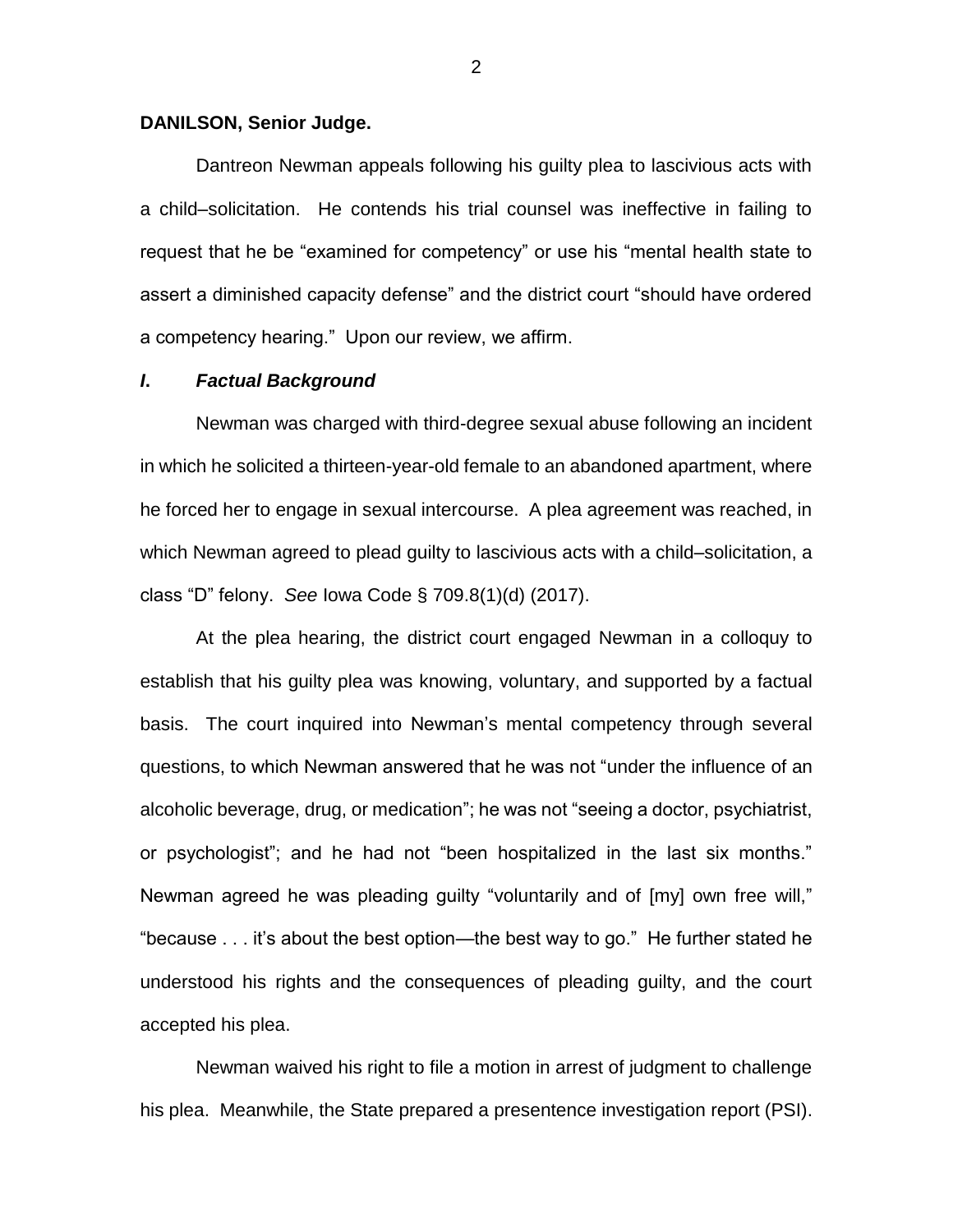**DANILSON, Senior Judge.**

Dantreon Newman appeals following his guilty plea to lascivious acts with a child–solicitation. He contends his trial counsel was ineffective in failing to request that he be "examined for competency" or use his "mental health state to assert a diminished capacity defense" and the district court "should have ordered a competency hearing." Upon our review, we affirm.

## *I. Factual Background*

Newman was charged with third-degree sexual abuse following an incident in which he solicited a thirteen-year-old female to an abandoned apartment, where he forced her to engage in sexual intercourse. A plea agreement was reached, in which Newman agreed to plead guilty to lascivious acts with a child–solicitation, a class "D" felony. *See* Iowa Code § 709.8(1)(d) (2017).

At the plea hearing, the district court engaged Newman in a colloquy to establish that his guilty plea was knowing, voluntary, and supported by a factual basis. The court inquired into Newman's mental competency through several questions, to which Newman answered that he was not "under the influence of an alcoholic beverage, drug, or medication"; he was not "seeing a doctor, psychiatrist, or psychologist"; and he had not "been hospitalized in the last six months." Newman agreed he was pleading guilty "voluntarily and of [my] own free will," "because . . . it's about the best option—the best way to go." He further stated he understood his rights and the consequences of pleading guilty, and the court accepted his plea.

Newman waived his right to file a motion in arrest of judgment to challenge his plea. Meanwhile, the State prepared a presentence investigation report (PSI).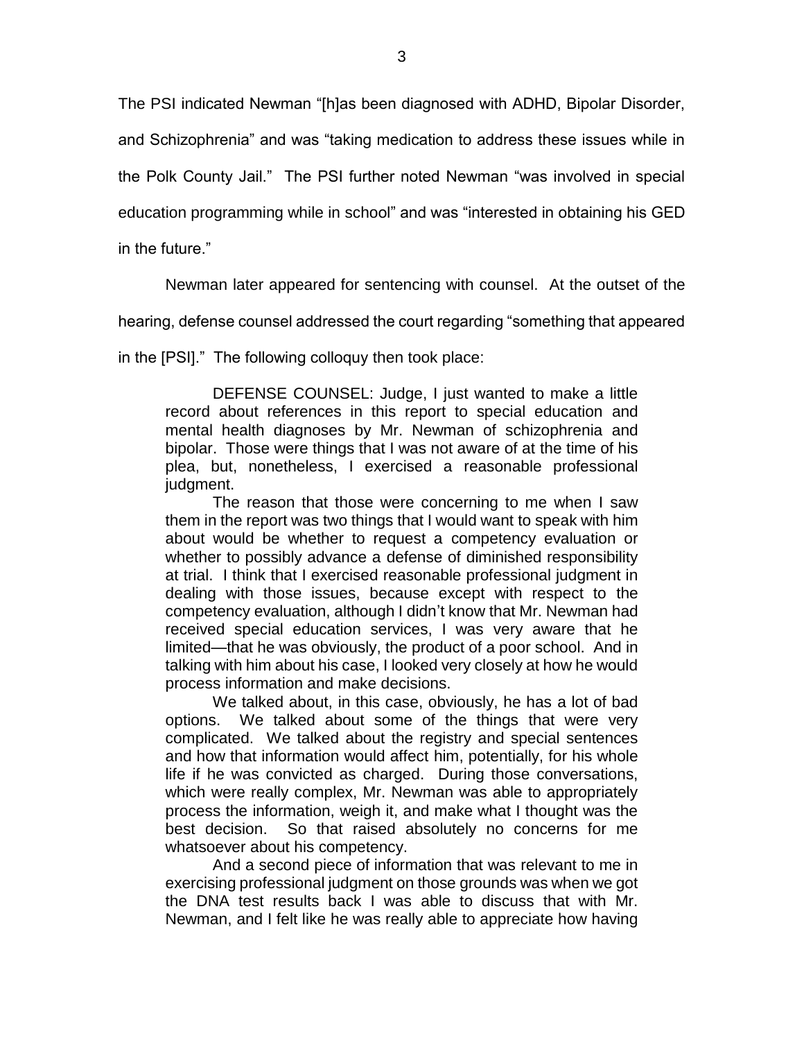The PSI indicated Newman "[h]as been diagnosed with ADHD, Bipolar Disorder, and Schizophrenia" and was "taking medication to address these issues while in the Polk County Jail." The PSI further noted Newman "was involved in special education programming while in school" and was "interested in obtaining his GED in the future."

Newman later appeared for sentencing with counsel. At the outset of the hearing, defense counsel addressed the court regarding "something that appeared in the [PSI]." The following colloquy then took place:

> DEFENSE COUNSEL: Judge, I just wanted to make a little record about references in this report to special education and mental health diagnoses by Mr. Newman of schizophrenia and bipolar. Those were things that I was not aware of at the time of his plea, but, nonetheless, I exercised a reasonable professional judgment.
>
> The reason that those were concerning to me when I saw them in the report was two things that I would want to speak with him about would be whether to request a competency evaluation or whether to possibly advance a defense of diminished responsibility at trial. I think that I exercised reasonable professional judgment in dealing with those issues, because except with respect to the competency evaluation, although I didn't know that Mr. Newman had received special education services, I was very aware that he limited—that he was obviously, the product of a poor school. And in talking with him about his case, I looked very closely at how he would process information and make decisions.
>
> We talked about, in this case, obviously, he has a lot of bad options. We talked about some of the things that were very complicated. We talked about the registry and special sentences and how that information would affect him, potentially, for his whole life if he was convicted as charged. During those conversations, which were really complex, Mr. Newman was able to appropriately process the information, weigh it, and make what I thought was the best decision. So that raised absolutely no concerns for me whatsoever about his competency.
>
> And a second piece of information that was relevant to me in exercising professional judgment on those grounds was when we got the DNA test results back I was able to discuss that with Mr. Newman, and I felt like he was really able to appreciate how having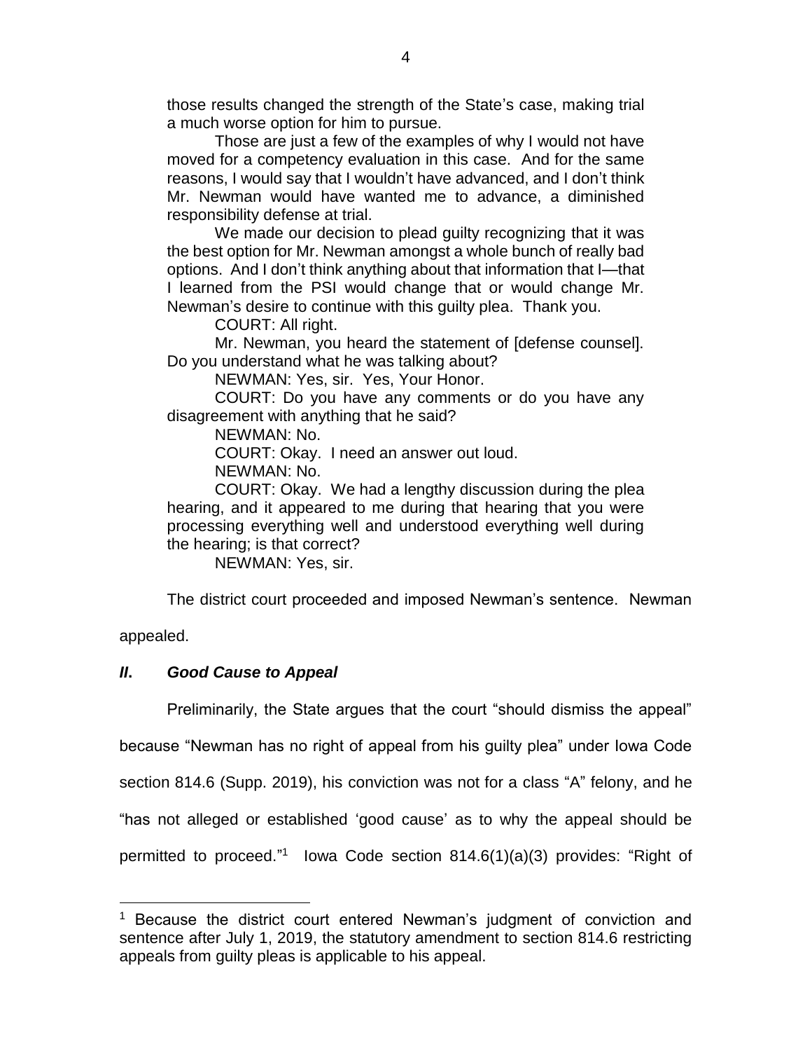those results changed the strength of the State's case, making trial a much worse option for him to pursue.

Those are just a few of the examples of why I would not have moved for a competency evaluation in this case. And for the same reasons, I would say that I wouldn't have advanced, and I don't think Mr. Newman would have wanted me to advance, a diminished responsibility defense at trial.

We made our decision to plead guilty recognizing that it was the best option for Mr. Newman amongst a whole bunch of really bad options. And I don't think anything about that information that I—that I learned from the PSI would change that or would change Mr. Newman's desire to continue with this guilty plea. Thank you.

COURT: All right.

Mr. Newman, you heard the statement of [defense counsel]. Do you understand what he was talking about?

NEWMAN: Yes, sir. Yes, Your Honor.

COURT: Do you have any comments or do you have any disagreement with anything that he said?

NEWMAN: No.

COURT: Okay. I need an answer out loud.

NEWMAN: No.

COURT: Okay. We had a lengthy discussion during the plea hearing, and it appeared to me during that hearing that you were processing everything well and understood everything well during the hearing; is that correct?

NEWMAN: Yes, sir.

The district court proceeded and imposed Newman's sentence. Newman appealed.

## *II. Good Cause to Appeal*

Preliminarily, the State argues that the court "should dismiss the appeal" because "Newman has no right of appeal from his guilty plea" under Iowa Code section 814.6 (Supp. 2019), his conviction was not for a class "A" felony, and he "has not alleged or established 'good cause' as to why the appeal should be permitted to proceed."[1] Iowa Code section 814.6(1)(a)(3) provides: "Right of

[1] Because the district court entered Newman's judgment of conviction and sentence after July 1, 2019, the statutory amendment to section 814.6 restricting appeals from guilty pleas is applicable to his appeal.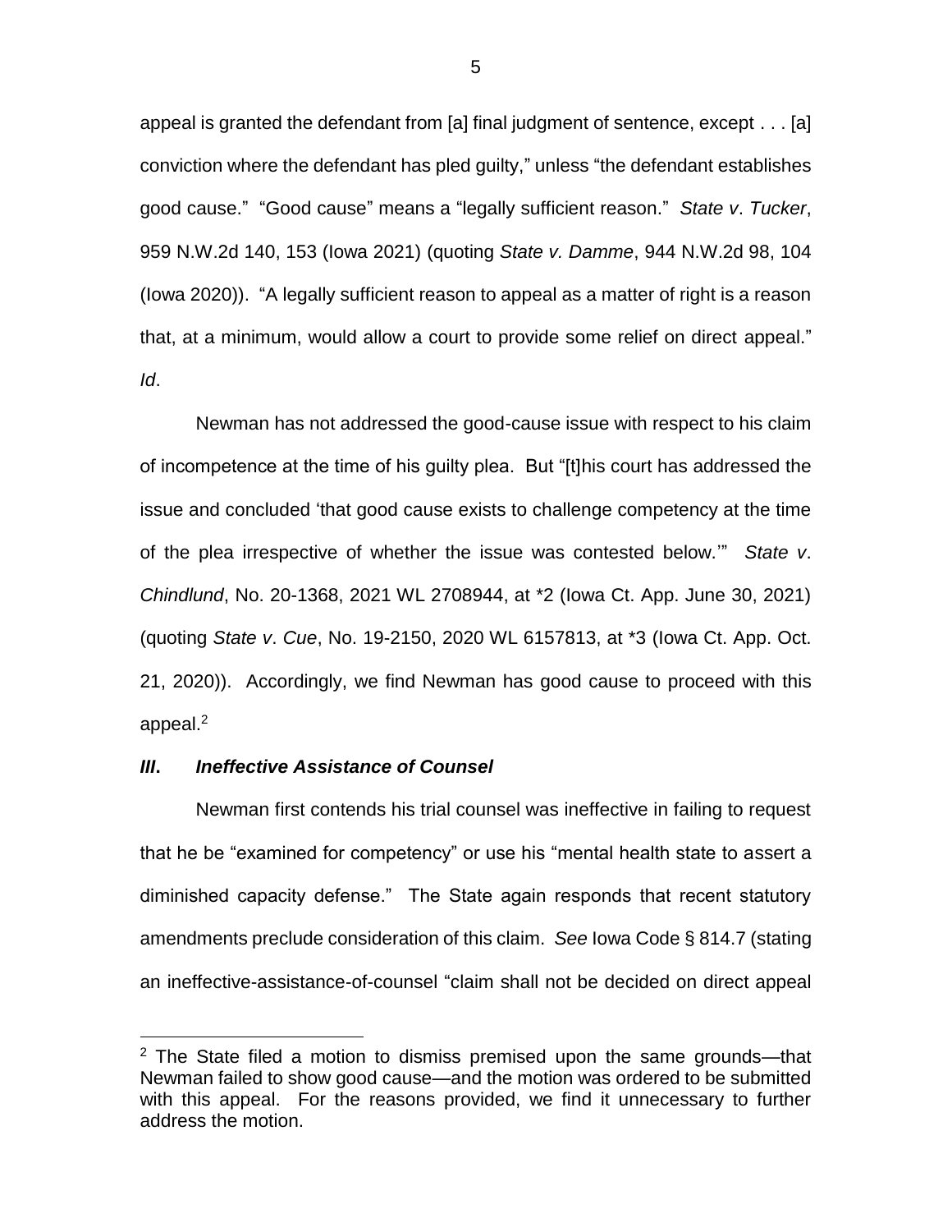appeal is granted the defendant from [a] final judgment of sentence, except . . . [a] conviction where the defendant has pled guilty," unless "the defendant establishes good cause." "Good cause" means a "legally sufficient reason." *State v. Tucker*, 959 N.W.2d 140, 153 (Iowa 2021) (quoting *State v. Damme*, 944 N.W.2d 98, 104 (Iowa 2020)). "A legally sufficient reason to appeal as a matter of right is a reason that, at a minimum, would allow a court to provide some relief on direct appeal." *Id*.

Newman has not addressed the good-cause issue with respect to his claim of incompetence at the time of his guilty plea. But "[t]his court has addressed the issue and concluded 'that good cause exists to challenge competency at the time of the plea irrespective of whether the issue was contested below.'" *State v. Chindlund*, No. 20-1368, 2021 WL 2708944, at *2 (Iowa Ct. App. June 30, 2021) (quoting *State v. Cue*, No. 19-2150, 2020 WL 6157813, at *3 (Iowa Ct. App. Oct. 21, 2020)). Accordingly, we find Newman has good cause to proceed with this appeal.[2]

### *III. Ineffective Assistance of Counsel*

Newman first contends his trial counsel was ineffective in failing to request that he be "examined for competency" or use his "mental health state to assert a diminished capacity defense." The State again responds that recent statutory amendments preclude consideration of this claim. *See* Iowa Code § 814.7 (stating an ineffective-assistance-of-counsel "claim shall not be decided on direct appeal

---

[2] The State filed a motion to dismiss premised upon the same grounds—that Newman failed to show good cause—and the motion was ordered to be submitted with this appeal. For the reasons provided, we find it unnecessary to further address the motion.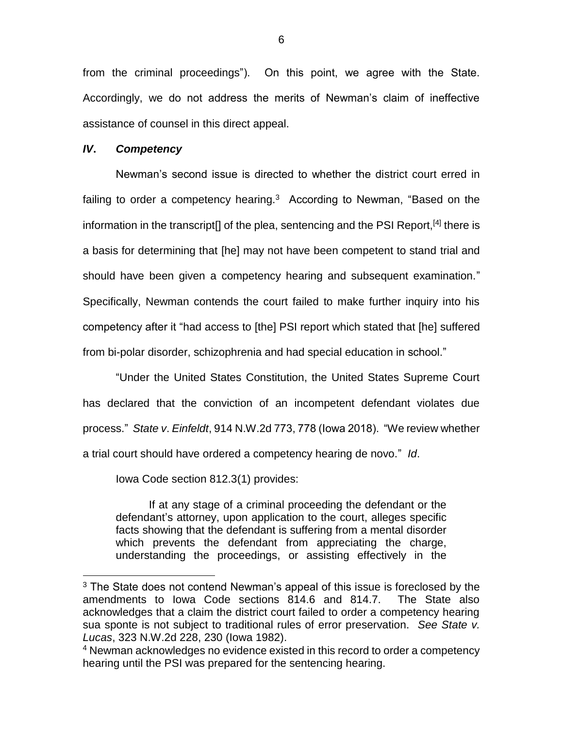from the criminal proceedings"). On this point, we agree with the State. Accordingly, we do not address the merits of Newman's claim of ineffective assistance of counsel in this direct appeal.

### ***IV. Competency***

Newman's second issue is directed to whether the district court erred in failing to order a competency hearing.[3] According to Newman, "Based on the information in the transcript[] of the plea, sentencing and the PSI Report,[4] there is a basis for determining that [he] may not have been competent to stand trial and should have been given a competency hearing and subsequent examination." Specifically, Newman contends the court failed to make further inquiry into his competency after it "had access to [the] PSI report which stated that [he] suffered from bi-polar disorder, schizophrenia and had special education in school."

"Under the United States Constitution, the United States Supreme Court has declared that the conviction of an incompetent defendant violates due process." *State v. Einfeldt*, 914 N.W.2d 773, 778 (Iowa 2018). "We review whether a trial court should have ordered a competency hearing de novo." *Id*.

Iowa Code section 812.3(1) provides:

> If at any stage of a criminal proceeding the defendant or the defendant's attorney, upon application to the court, alleges specific facts showing that the defendant is suffering from a mental disorder which prevents the defendant from appreciating the charge, understanding the proceedings, or assisting effectively in the

---

[3] The State does not contend Newman's appeal of this issue is foreclosed by the amendments to Iowa Code sections 814.6 and 814.7. The State also acknowledges that a claim the district court failed to order a competency hearing sua sponte is not subject to traditional rules of error preservation. *See State v. Lucas*, 323 N.W.2d 228, 230 (Iowa 1982).

[4] Newman acknowledges no evidence existed in this record to order a competency hearing until the PSI was prepared for the sentencing hearing.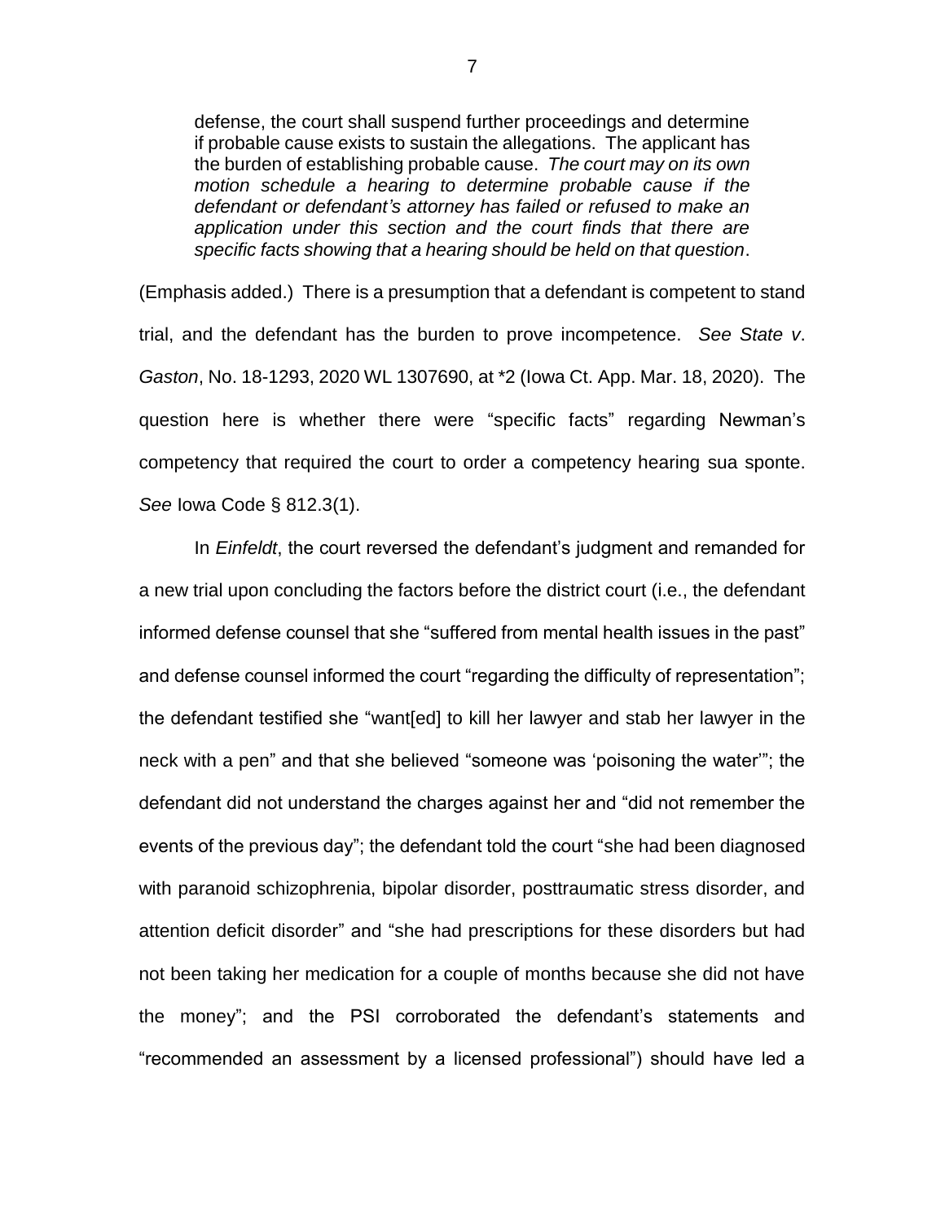> defense, the court shall suspend further proceedings and determine if probable cause exists to sustain the allegations. The applicant has the burden of establishing probable cause. *The court may on its own motion schedule a hearing to determine probable cause if the defendant or defendant's attorney has failed or refused to make an application under this section and the court finds that there are specific facts showing that a hearing should be held on that question*.

(Emphasis added.) There is a presumption that a defendant is competent to stand trial, and the defendant has the burden to prove incompetence. *See State v. Gaston*, No. 18-1293, 2020 WL 1307690, at *2 (Iowa Ct. App. Mar. 18, 2020). The question here is whether there were "specific facts" regarding Newman's competency that required the court to order a competency hearing sua sponte. *See* Iowa Code § 812.3(1).

In *Einfeldt*, the court reversed the defendant's judgment and remanded for a new trial upon concluding the factors before the district court (i.e., the defendant informed defense counsel that she "suffered from mental health issues in the past" and defense counsel informed the court "regarding the difficulty of representation"; the defendant testified she "want[ed] to kill her lawyer and stab her lawyer in the neck with a pen" and that she believed "someone was 'poisoning the water'"; the defendant did not understand the charges against her and "did not remember the events of the previous day"; the defendant told the court "she had been diagnosed with paranoid schizophrenia, bipolar disorder, posttraumatic stress disorder, and attention deficit disorder" and "she had prescriptions for these disorders but had not been taking her medication for a couple of months because she did not have the money"; and the PSI corroborated the defendant's statements and "recommended an assessment by a licensed professional") should have led a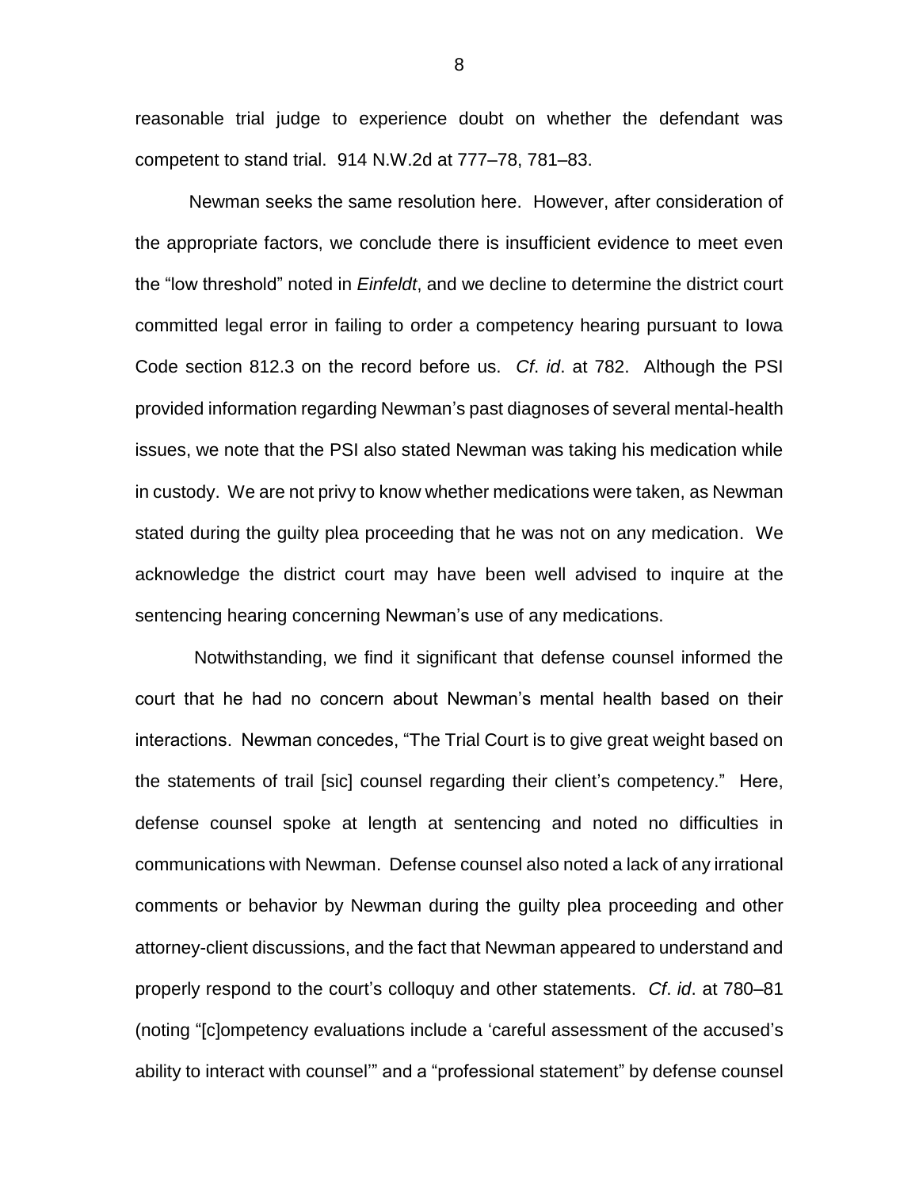reasonable trial judge to experience doubt on whether the defendant was competent to stand trial. 914 N.W.2d at 777–78, 781–83.

Newman seeks the same resolution here. However, after consideration of the appropriate factors, we conclude there is insufficient evidence to meet even the "low threshold" noted in *Einfeldt*, and we decline to determine the district court committed legal error in failing to order a competency hearing pursuant to Iowa Code section 812.3 on the record before us. *Cf*. *id*. at 782. Although the PSI provided information regarding Newman's past diagnoses of several mental-health issues, we note that the PSI also stated Newman was taking his medication while in custody. We are not privy to know whether medications were taken, as Newman stated during the guilty plea proceeding that he was not on any medication. We acknowledge the district court may have been well advised to inquire at the sentencing hearing concerning Newman's use of any medications.

Notwithstanding, we find it significant that defense counsel informed the court that he had no concern about Newman's mental health based on their interactions. Newman concedes, "The Trial Court is to give great weight based on the statements of trail [sic] counsel regarding their client's competency." Here, defense counsel spoke at length at sentencing and noted no difficulties in communications with Newman. Defense counsel also noted a lack of any irrational comments or behavior by Newman during the guilty plea proceeding and other attorney-client discussions, and the fact that Newman appeared to understand and properly respond to the court's colloquy and other statements. *Cf*. *id*. at 780–81 (noting "[c]ompetency evaluations include a 'careful assessment of the accused's ability to interact with counsel'" and a "professional statement" by defense counsel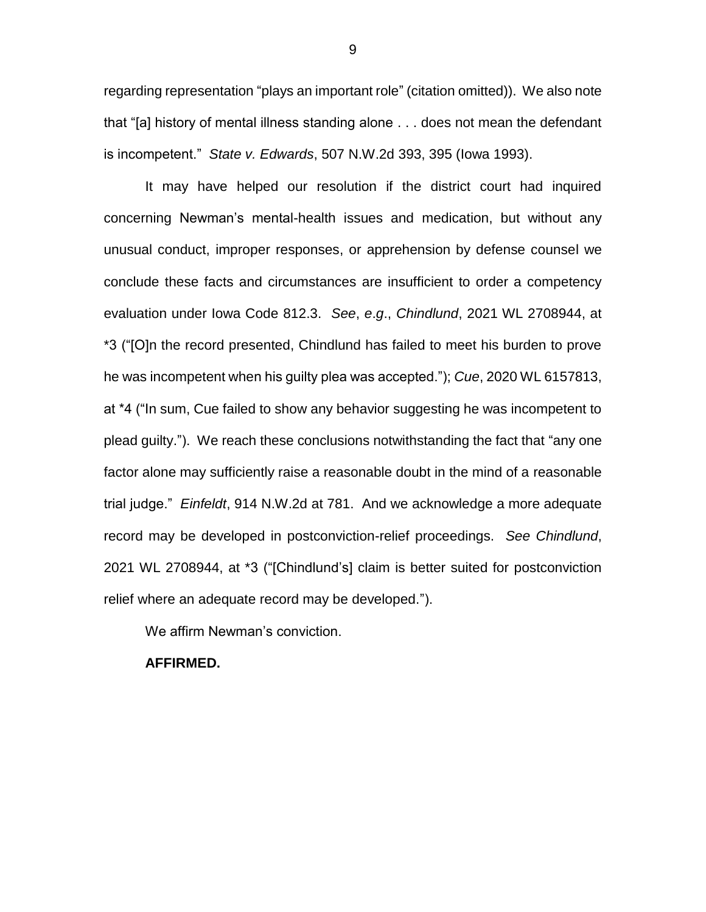regarding representation "plays an important role" (citation omitted)). We also note that "[a] history of mental illness standing alone . . . does not mean the defendant is incompetent." *State v. Edwards*, 507 N.W.2d 393, 395 (Iowa 1993).

It may have helped our resolution if the district court had inquired concerning Newman's mental-health issues and medication, but without any unusual conduct, improper responses, or apprehension by defense counsel we conclude these facts and circumstances are insufficient to order a competency evaluation under Iowa Code 812.3. *See*, *e.g*., *Chindlund*, 2021 WL 2708944, at *3 ("[O]n the record presented, Chindlund has failed to meet his burden to prove he was incompetent when his guilty plea was accepted."); *Cue*, 2020 WL 6157813, at *4 ("In sum, Cue failed to show any behavior suggesting he was incompetent to plead guilty."). We reach these conclusions notwithstanding the fact that "any one factor alone may sufficiently raise a reasonable doubt in the mind of a reasonable trial judge." *Einfeldt*, 914 N.W.2d at 781. And we acknowledge a more adequate record may be developed in postconviction-relief proceedings. *See Chindlund*, 2021 WL 2708944, at *3 ("[Chindlund's] claim is better suited for postconviction relief where an adequate record may be developed.").

We affirm Newman's conviction.

**AFFIRMED.**